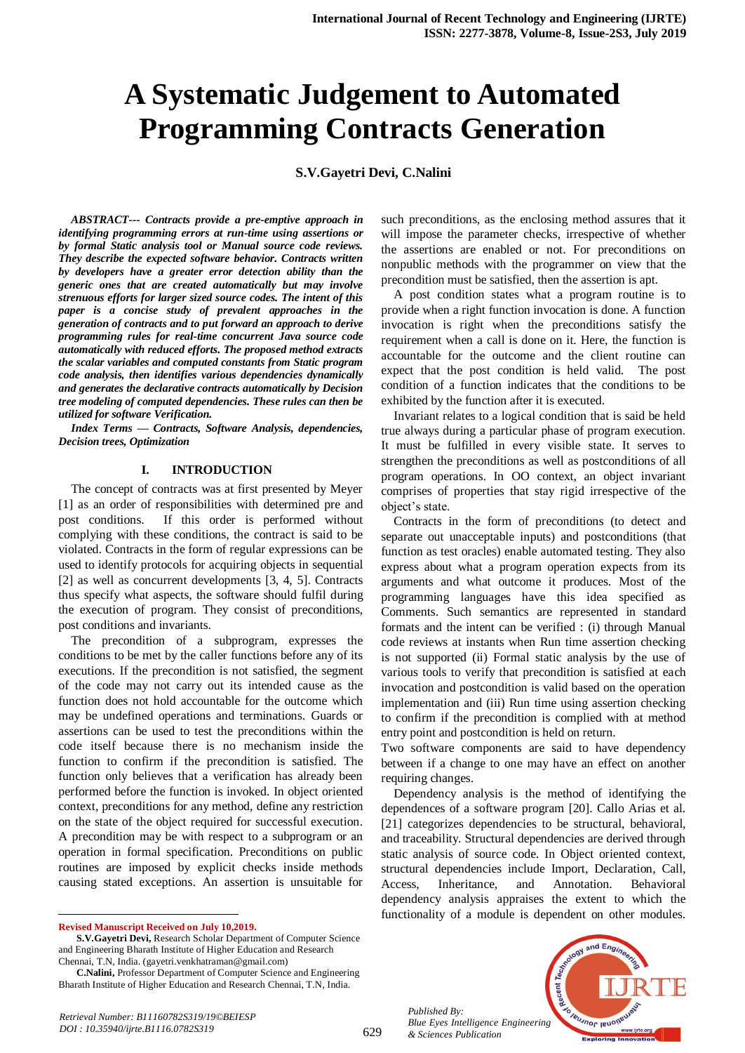# A Systematic Judgement to Automated Programming Contracts Generation

**S.V.Gayetri Devi, C.Nalini**

***ABSTRACT--- Contracts provide a pre-emptive approach in identifying programming errors at run-time using assertions or by formal Static analysis tool or Manual source code reviews. They describe the expected software behavior. Contracts written by developers have a greater error detection ability than the generic ones that are created automatically but may involve strenuous efforts for larger sized source codes. The intent of this paper is a concise study of prevalent approaches in the generation of contracts and to put forward an approach to derive programming rules for real-time concurrent Java source code automatically with reduced efforts. The proposed method extracts the scalar variables and computed constants from Static program code analysis, then identifies various dependencies dynamically and generates the declarative contracts automatically by Decision tree modeling of computed dependencies. These rules can then be utilized for software Verification.***

***Index Terms — Contracts, Software Analysis, dependencies, Decision trees, Optimization***

## I. INTRODUCTION

The concept of contracts was at first presented by Meyer [1] as an order of responsibilities with determined pre and post conditions. If this order is performed without complying with these conditions, the contract is said to be violated. Contracts in the form of regular expressions can be used to identify protocols for acquiring objects in sequential [2] as well as concurrent developments [3, 4, 5]. Contracts thus specify what aspects, the software should fulfil during the execution of program. They consist of preconditions, post conditions and invariants.

The precondition of a subprogram, expresses the conditions to be met by the caller functions before any of its executions. If the precondition is not satisfied, the segment of the code may not carry out its intended cause as the function does not hold accountable for the outcome which may be undefined operations and terminations. Guards or assertions can be used to test the preconditions within the code itself because there is no mechanism inside the function to confirm if the precondition is satisfied. The function only believes that a verification has already been performed before the function is invoked. In object oriented context, preconditions for any method, define any restriction on the state of the object required for successful execution. A precondition may be with respect to a subprogram or an operation in formal specification. Preconditions on public routines are imposed by explicit checks inside methods causing stated exceptions. An assertion is unsuitable for such preconditions, as the enclosing method assures that it will impose the parameter checks, irrespective of whether the assertions are enabled or not. For preconditions on nonpublic methods with the programmer on view that the precondition must be satisfied, then the assertion is apt.

A post condition states what a program routine is to provide when a right function invocation is done. A function invocation is right when the preconditions satisfy the requirement when a call is done on it. Here, the function is accountable for the outcome and the client routine can expect that the post condition is held valid. The post condition of a function indicates that the conditions to be exhibited by the function after it is executed.

Invariant relates to a logical condition that is said be held true always during a particular phase of program execution. It must be fulfilled in every visible state. It serves to strengthen the preconditions as well as postconditions of all program operations. In OO context, an object invariant comprises of properties that stay rigid irrespective of the object's state.

Contracts in the form of preconditions (to detect and separate out unacceptable inputs) and postconditions (that function as test oracles) enable automated testing. They also express about what a program operation expects from its arguments and what outcome it produces. Most of the programming languages have this idea specified as Comments. Such semantics are represented in standard formats and the intent can be verified : (i) through Manual code reviews at instants when Run time assertion checking is not supported (ii) Formal static analysis by the use of various tools to verify that precondition is satisfied at each invocation and postcondition is valid based on the operation implementation and (iii) Run time using assertion checking to confirm if the precondition is complied with at method entry point and postcondition is held on return.

Two software components are said to have dependency between if a change to one may have an effect on another requiring changes.

Dependency analysis is the method of identifying the dependences of a software program [20]. Callo Arias et al. [21] categorizes dependencies to be structural, behavioral, and traceability. Structural dependencies are derived through static analysis of source code. In Object oriented context, structural dependencies include Import, Declaration, Call, Access, Inheritance, and Annotation. Behavioral dependency analysis appraises the extent to which the functionality of a module is dependent on other modules.

**Revised Manuscript Received on July 10,2019.**

**S.V.Gayetri Devi,** Research Scholar Department of Computer Science and Engineering Bharath Institute of Higher Education and Research Chennai, T.N, India. (gayetri.venkhatraman@gmail.com)

**C.Nalini,** Professor Department of Computer Science and Engineering Bharath Institute of Higher Education and Research Chennai, T.N, India.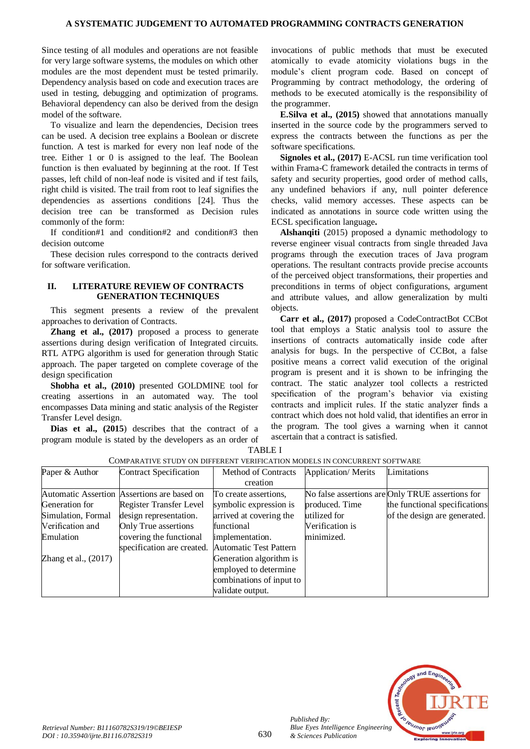Since testing of all modules and operations are not feasible for very large software systems, the modules on which other modules are the most dependent must be tested primarily. Dependency analysis based on code and execution traces are used in testing, debugging and optimization of programs. Behavioral dependency can also be derived from the design model of the software.

To visualize and learn the dependencies, Decision trees can be used. A decision tree explains a Boolean or discrete function. A test is marked for every non leaf node of the tree. Either 1 or 0 is assigned to the leaf. The Boolean function is then evaluated by beginning at the root. If Test passes, left child of non-leaf node is visited and if test fails, right child is visited. The trail from root to leaf signifies the dependencies as assertions conditions [24]. Thus the decision tree can be transformed as Decision rules commonly of the form:

If condition#1 and condition#2 and condition#3 then decision outcome

These decision rules correspond to the contracts derived for software verification.

## II. LITERATURE REVIEW OF CONTRACTS GENERATION TECHNIQUES

This segment presents a review of the prevalent approaches to derivation of Contracts.

**Zhang et al., (2017)** proposed a process to generate assertions during design verification of Integrated circuits. RTL ATPG algorithm is used for generation through Static approach. The paper targeted on complete coverage of the design specification

**Shobha et al., (2010)** presented GOLDMINE tool for creating assertions in an automated way. The tool encompasses Data mining and static analysis of the Register Transfer Level design.

**Dias et al., (2015**) describes that the contract of a program module is stated by the developers as an order of invocations of public methods that must be executed atomically to evade atomicity violations bugs in the module's client program code. Based on concept of Programming by contract methodology, the ordering of methods to be executed atomically is the responsibility of the programmer.

**E.Silva et al., (2015)** showed that annotations manually inserted in the source code by the programmers served to express the contracts between the functions as per the software specifications.

**Signoles et al., (2017)** E-ACSL run time verification tool within Frama-C framework detailed the contracts in terms of safety and security properties, good order of method calls, any undefined behaviors if any, null pointer deference checks, valid memory accesses. These aspects can be indicated as annotations in source code written using the ECSL specification language**.**

**Alshanqiti** (2015) proposed a dynamic methodology to reverse engineer visual contracts from single threaded Java programs through the execution traces of Java program operations. The resultant contracts provide precise accounts of the perceived object transformations, their properties and preconditions in terms of object configurations, argument and attribute values, and allow generalization by multi objects.

**Carr et al., (2017)** proposed a CodeContractBot CCBot tool that employs a Static analysis tool to assure the insertions of contracts automatically inside code after analysis for bugs. In the perspective of CCBot, a false positive means a correct valid execution of the original program is present and it is shown to be infringing the contract. The static analyzer tool collects a restricted specification of the program's behavior via existing contracts and implicit rules. If the static analyzer finds a contract which does not hold valid, that identifies an error in the program. The tool gives a warning when it cannot ascertain that a contract is satisfied.

TABLE I

COMPARATIVE STUDY ON DIFFERENT VERIFICATION MODELS IN CONCURRENT SOFTWARE

| Paper & Author | Contract Specification | Method of Contracts creation | Application/ Merits | Limitations |
|---|---|---|---|---|
| Automatic Assertion Generation for Simulation, Formal Verification and Emulation<br><br>Zhang et al., (2017) | Assertions are based on Register Transfer Level design representation. Only True assertions covering the functional specification are created. | To create assertions, symbolic expression is arrived at covering the functional implementation. Automatic Test Pattern Generation algorithm is employed to determine combinations of input to validate output. | No false assertions are produced. Time utilized for Verification is minimized. | Only TRUE assertions for the functional specifications of the design are generated. |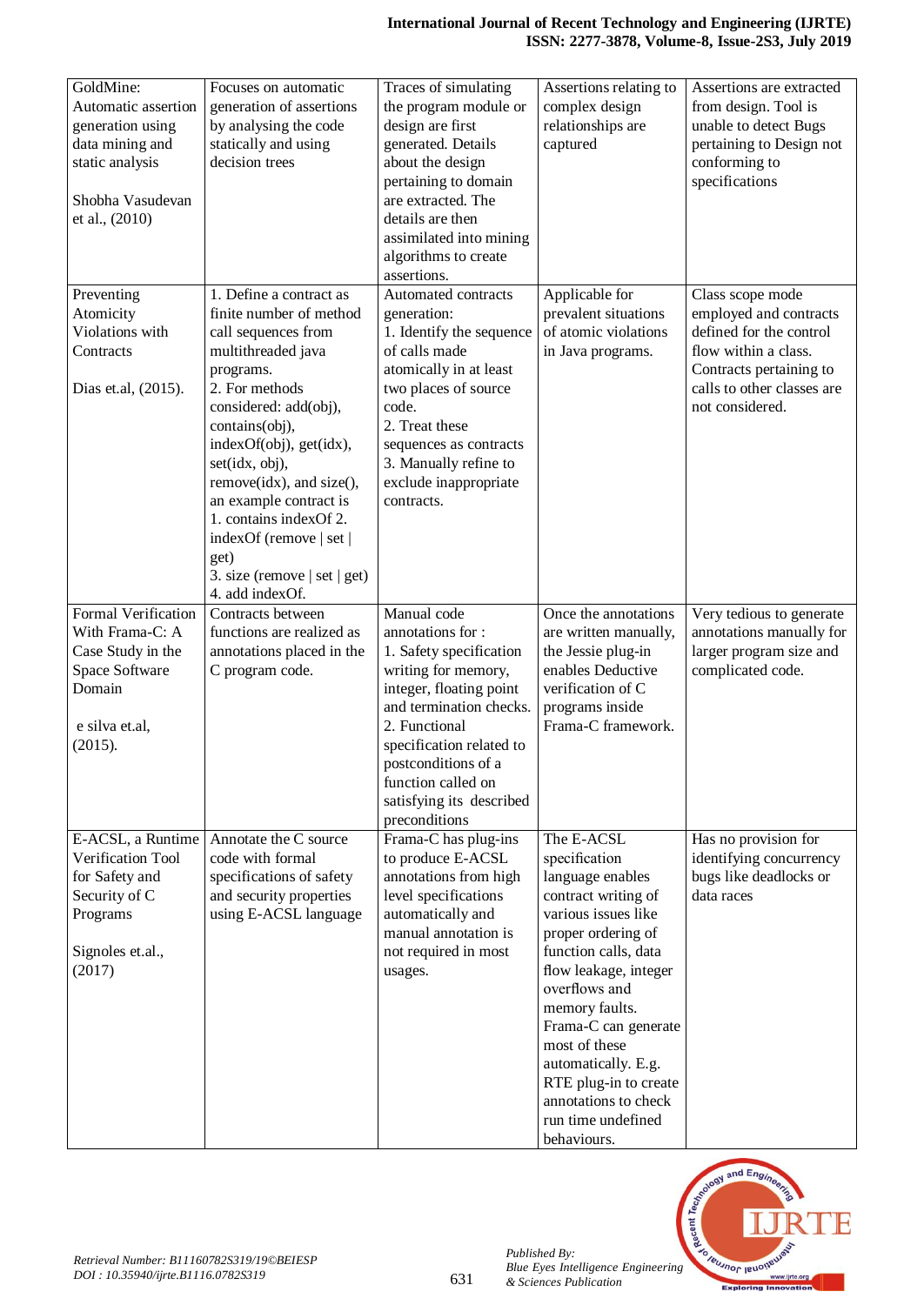| | | | | |
|---|---|---|---|---|
| GoldMine: Automatic assertion generation using data mining and static analysis<br><br>Shobha Vasudevan et al., (2010) | Focuses on automatic generation of assertions by analysing the code statically and using decision trees | Traces of simulating the program module or design are first generated. Details about the design pertaining to domain are extracted. The details are then assimilated into mining algorithms to create assertions. | Assertions relating to complex design relationships are captured | Assertions are extracted from design. Tool is unable to detect Bugs pertaining to Design not conforming to specifications |
| Preventing Atomicity Violations with Contracts<br><br>Dias et.al, (2015). | 1. Define a contract as finite number of method call sequences from multithreaded java programs.<br>2. For methods considered: add(obj), contains(obj), indexOf(obj), get(idx), set(idx, obj), remove(idx), and size(), an example contract is<br>1. contains indexOf 2. indexOf (remove \| set \| get)<br>3. size (remove \| set \| get)<br>4. add indexOf. | Automated contracts generation:<br>1. Identify the sequence of calls made atomically in at least two places of source code.<br>2. Treat these sequences as contracts<br>3. Manually refine to exclude inappropriate contracts. | Applicable for prevalent situations of atomic violations in Java programs. | Class scope mode employed and contracts defined for the control flow within a class. Contracts pertaining to calls to other classes are not considered. |
| Formal Verification With Frama-C: A Case Study in the Space Software Domain<br><br>e silva et.al, (2015). | Contracts between functions are realized as annotations placed in the C program code. | Manual code annotations for :<br>1. Safety specification writing for memory, integer, floating point and termination checks.<br>2. Functional specification related to postconditions of a function called on satisfying its described preconditions | Once the annotations are written manually, the Jessie plug-in enables Deductive verification of C programs inside Frama-C framework. | Very tedious to generate annotations manually for larger program size and complicated code. |
| E-ACSL, a Runtime Verification Tool for Safety and Security of C Programs<br><br>Signoles et.al., (2017) | Annotate the C source code with formal specifications of safety and security properties using E-ACSL language | Frama-C has plug-ins to produce E-ACSL annotations from high level specifications automatically and manual annotation is not required in most usages. | The E-ACSL specification language enables contract writing of various issues like proper ordering of function calls, data flow leakage, integer overflows and memory faults. Frama-C can generate most of these automatically. E.g. RTE plug-in to create annotations to check run time undefined behaviours. | Has no provision for identifying concurrency bugs like deadlocks or data races |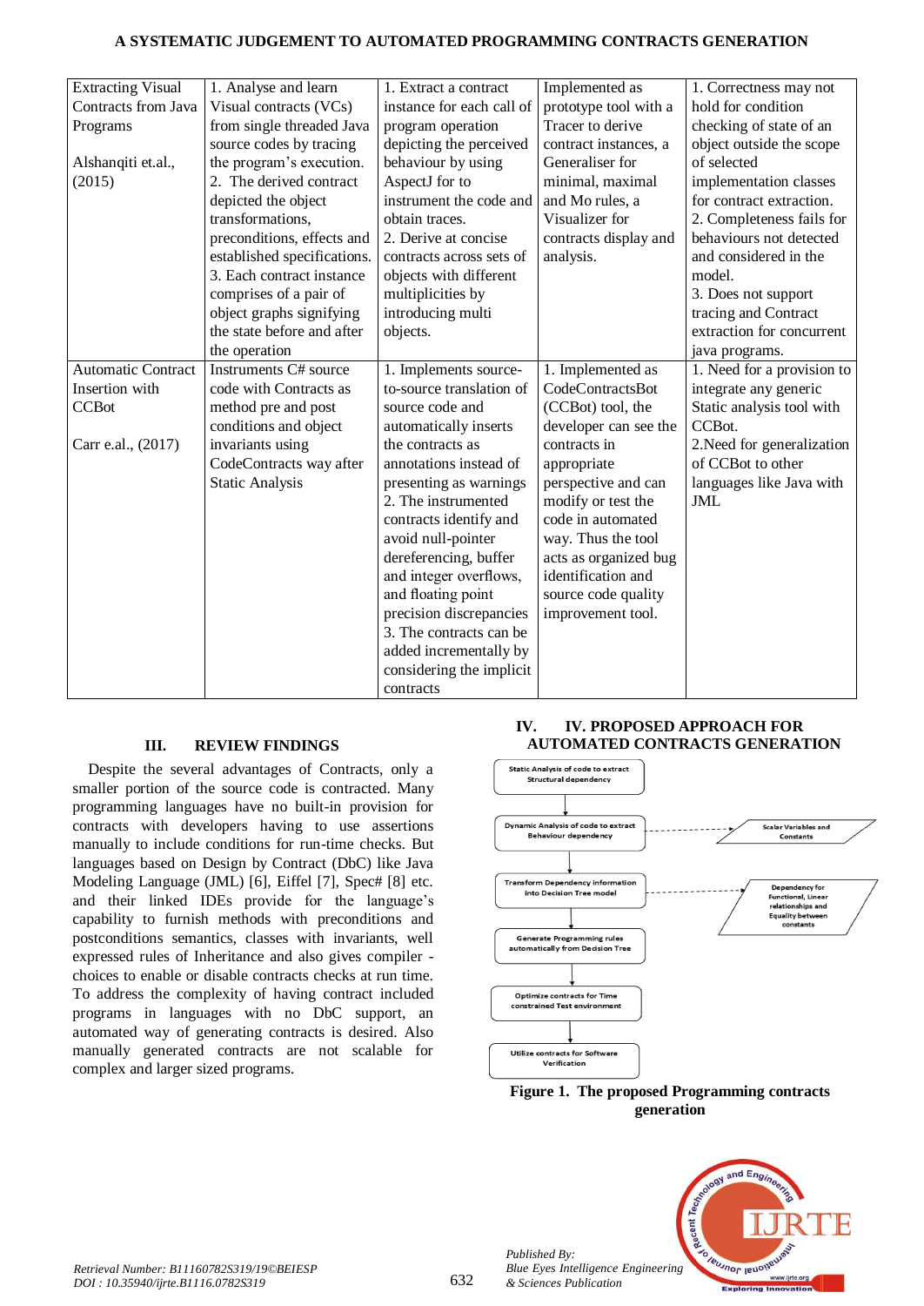| | | | | |
|---|---|---|---|---|
| Extracting Visual Contracts from Java Programs<br><br>Alshanqiti et.al., (2015) | 1. Analyse and learn Visual contracts (VCs) from single threaded Java source codes by tracing the program's execution.<br>2. The derived contract depicted the object transformations, preconditions, effects and established specifications.<br>3. Each contract instance comprises of a pair of object graphs signifying the state before and after the operation | 1. Extract a contract instance for each call of program operation depicting the perceived behaviour by using AspectJ for to instrument the code and obtain traces.<br>2. Derive at concise contracts across sets of objects with different multiplicities by introducing multi objects. | Implemented as prototype tool with a Tracer to derive contract instances, a Generaliser for minimal, maximal and Mo rules, a Visualizer for contracts display and analysis. | 1. Correctness may not hold for condition checking of state of an object outside the scope of selected implementation classes for contract extraction.<br>2. Completeness fails for behaviours not detected and considered in the model.<br>3. Does not support tracing and Contract extraction for concurrent java programs. |
| Automatic Contract Insertion with CCBot<br><br>Carr e.al., (2017) | Instruments C# source code with Contracts as method pre and post conditions and object invariants using CodeContracts way after Static Analysis | 1. Implements source-to-source translation of source code and automatically inserts the contracts as annotations instead of presenting as warnings<br>2. The instrumented contracts identify and avoid null-pointer dereferencing, buffer and integer overflows, and floating point precision discrepancies<br>3. The contracts can be added incrementally by considering the implicit contracts | 1. Implemented as CodeContractsBot (CCBot) tool, the developer can see the contracts in appropriate perspective and can modify or test the code in automated way. Thus the tool acts as organized bug identification and source code quality improvement tool. | 1. Need for a provision to integrate any generic Static analysis tool with CCBot.<br>2.Need for generalization of CCBot to other languages like Java with JML |

## III. REVIEW FINDINGS

Despite the several advantages of Contracts, only a smaller portion of the source code is contracted. Many programming languages have no built-in provision for contracts with developers having to use assertions manually to include conditions for run-time checks. But languages based on Design by Contract (DbC) like Java Modeling Language (JML) [6], Eiffel [7], Spec# [8] etc. and their linked IDEs provide for the language's capability to furnish methods with preconditions and postconditions semantics, classes with invariants, well expressed rules of Inheritance and also gives compiler - choices to enable or disable contracts checks at run time. To address the complexity of having contract included programs in languages with no DbC support, an automated way of generating contracts is desired. Also manually generated contracts are not scalable for complex and larger sized programs.

## IV. PROPOSED APPROACH FOR AUTOMATED CONTRACTS GENERATION

Static Analysis of code to extract Structural dependency

Dynamic Analysis of code to extract Behaviour dependency

Scalar Variables and Constants

Transform Dependency information into Decision Tree model

Dependency for Functional, Linear relationships and Equality between constants

Generate Programming rules automatically from Decision Tree

Optimize contracts for Time constrained Test environment

Utilize contracts for Software Verification

**Figure 1. The proposed Programming contracts generation**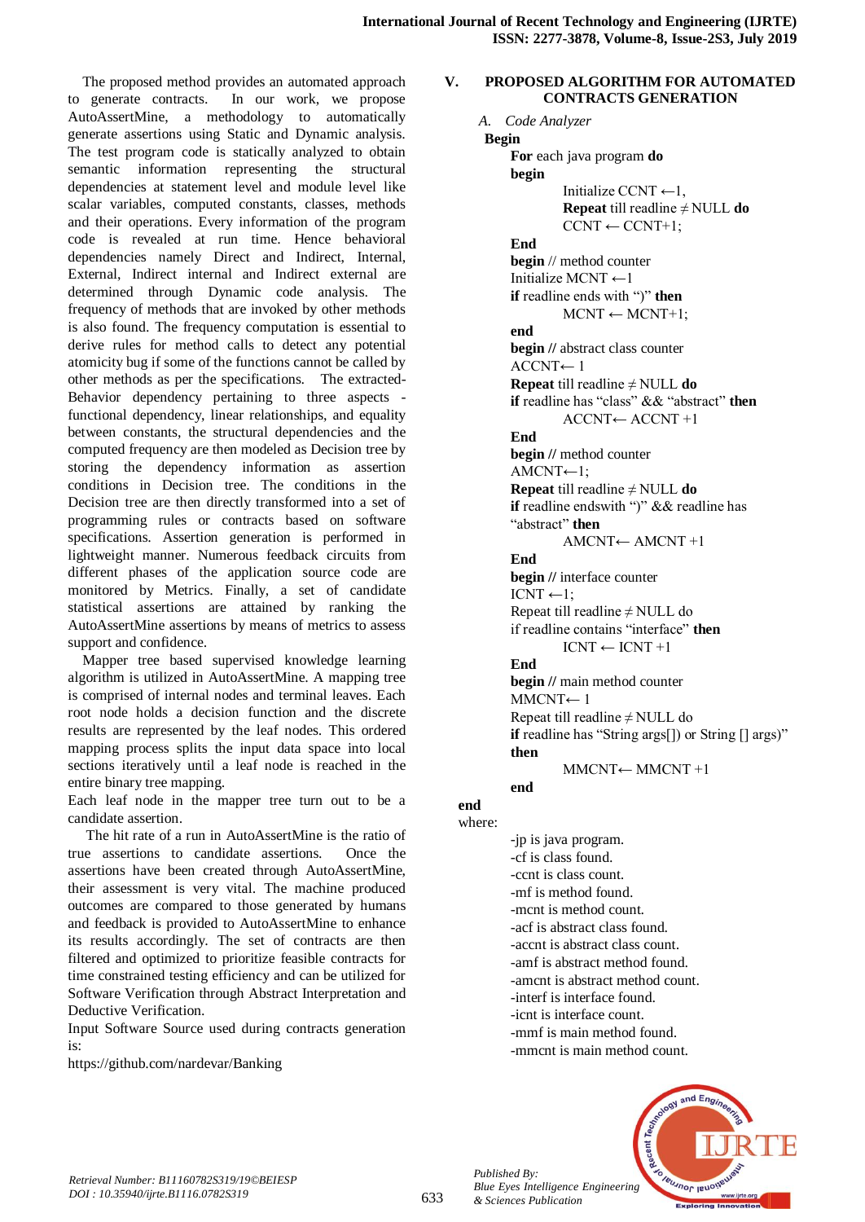The proposed method provides an automated approach to generate contracts. In our work, we propose AutoAssertMine, a methodology to automatically generate assertions using Static and Dynamic analysis. The test program code is statically analyzed to obtain semantic information representing the structural dependencies at statement level and module level like scalar variables, computed constants, classes, methods and their operations. Every information of the program code is revealed at run time. Hence behavioral dependencies namely Direct and Indirect, Internal, External, Indirect internal and Indirect external are determined through Dynamic code analysis. The frequency of methods that are invoked by other methods is also found. The frequency computation is essential to derive rules for method calls to detect any potential atomicity bug if some of the functions cannot be called by other methods as per the specifications. The extracted-Behavior dependency pertaining to three aspects - functional dependency, linear relationships, and equality between constants, the structural dependencies and the computed frequency are then modeled as Decision tree by storing the dependency information as assertion conditions in Decision tree. The conditions in the Decision tree are then directly transformed into a set of programming rules or contracts based on software specifications. Assertion generation is performed in lightweight manner. Numerous feedback circuits from different phases of the application source code are monitored by Metrics. Finally, a set of candidate statistical assertions are attained by ranking the AutoAssertMine assertions by means of metrics to assess support and confidence.

Mapper tree based supervised knowledge learning algorithm is utilized in AutoAssertMine. A mapping tree is comprised of internal nodes and terminal leaves. Each root node holds a decision function and the discrete results are represented by the leaf nodes. This ordered mapping process splits the input data space into local sections iteratively until a leaf node is reached in the entire binary tree mapping.

Each leaf node in the mapper tree turn out to be a candidate assertion.

The hit rate of a run in AutoAssertMine is the ratio of true assertions to candidate assertions. Once the assertions have been created through AutoAssertMine, their assessment is very vital. The machine produced outcomes are compared to those generated by humans and feedback is provided to AutoAssertMine to enhance its results accordingly. The set of contracts are then filtered and optimized to prioritize feasible contracts for time constrained testing efficiency and can be utilized for Software Verification through Abstract Interpretation and Deductive Verification.

Input Software Source used during contracts generation is:

https://github.com/nardevar/Banking

## V. PROPOSED ALGORITHM FOR AUTOMATED CONTRACTS GENERATION

### A. Code Analyzer

```
Begin
    For each java program do
    begin
            Initialize CCNT ←1,
            Repeat till readline ≠ NULL do
            CCNT ← CCNT+1;
    End
    begin // method counter
    Initialize MCNT ←1
    if readline ends with ")" then
            MCNT ← MCNT+1;
    end
    begin // abstract class counter
    ACCNT← 1
    Repeat till readline ≠ NULL do
    if readline has "class" && "abstract" then
            ACCNT← ACCNT +1
    End
    begin // method counter
    AMCNT←1;
    Repeat till readline ≠ NULL do
    if readline endswith ")" && readline has
    "abstract" then
            AMCNT← AMCNT +1
    End
    begin // interface counter
    ICNT ←1;
    Repeat till readline ≠ NULL do
    if readline contains "interface" then
            ICNT ← ICNT +1
    End
    begin // main method counter
    MMCNT← 1
    Repeat till readline ≠ NULL do
    if readline has "String args[]) or String [] args)"
    then
            MMCNT← MMCNT +1
    end
end
```

where:

- -jp is java program.
- -cf is class found.
- -ccnt is class count.
- -mf is method found.
- -mcnt is method count.
- -acf is abstract class found.
- -accnt is abstract class count.
- -amf is abstract method found.
- -amcnt is abstract method count.
- -interf is interface found.
- -icnt is interface count.
- -mmf is main method found.
- -mmcnt is main method count.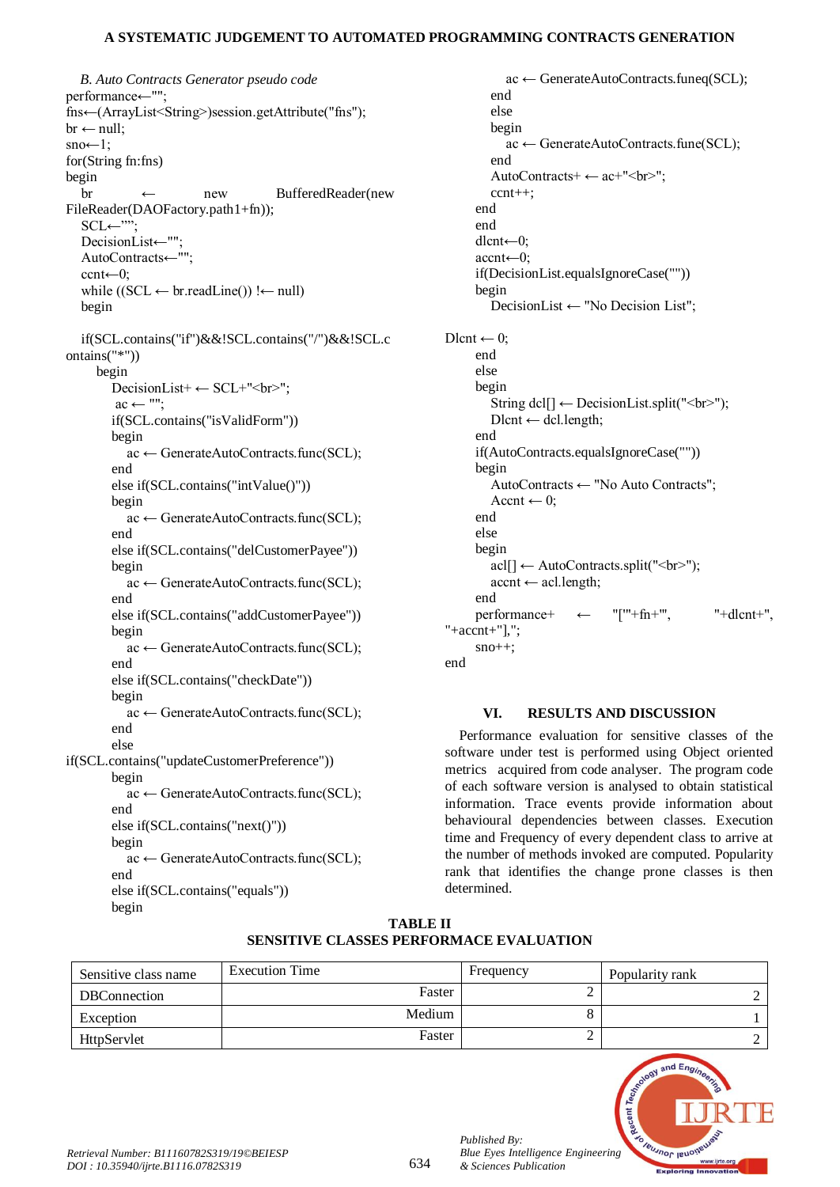*B. Auto Contracts Generator pseudo code*

```
performance←"";
fns←(ArrayList<String>)session.getAttribute("fns");
br ← null;
sno←1;
for(String fn:fns)
begin
   br ← new BufferedReader(new FileReader(DAOFactory.path1+fn));
   SCL←"";
   DecisionList←"";
   AutoContracts←"";
   ccnt←0;
   while ((SCL ← br.readLine()) !← null)
   begin

   if(SCL.contains("if")&&!SCL.contains("/")&&!SCL.contains("*"))
      begin
         DecisionList+ ← SCL+"<br>";
         ac ← "";
         if(SCL.contains("isValidForm"))
         begin
            ac ← GenerateAutoContracts.func(SCL);
         end
         else if(SCL.contains("intValue()"))
         begin
            ac ← GenerateAutoContracts.func(SCL);
         end
         else if(SCL.contains("delCustomerPayee"))
         begin
            ac ← GenerateAutoContracts.func(SCL);
         end
         else if(SCL.contains("addCustomerPayee"))
         begin
            ac ← GenerateAutoContracts.func(SCL);
         end
         else if(SCL.contains("checkDate"))
         begin
            ac ← GenerateAutoContracts.func(SCL);
         end
         else
if(SCL.contains("updateCustomerPreference"))
         begin
            ac ← GenerateAutoContracts.func(SCL);
         end
         else if(SCL.contains("next()"))
         begin
            ac ← GenerateAutoContracts.func(SCL);
         end
         else if(SCL.contains("equals"))
         begin
            ac ← GenerateAutoContracts.funeq(SCL);
         end
         else
         begin
            ac ← GenerateAutoContracts.fune(SCL);
         end
         AutoContracts+ ← ac+"<br>";
         ccnt++;
      end
      end
      dlcnt←0;
      accnt←0;
      if(DecisionList.equalsIgnoreCase(""))
      begin
         DecisionList ← "No Decision List";

Dlcnt ← 0;
      end
      else
      begin
         String dcl[] ← DecisionList.split("<br>");
         Dlcnt ← dcl.length;
      end
      if(AutoContracts.equalsIgnoreCase(""))
      begin
         AutoContracts ← "No Auto Contracts";
         Accnt ← 0;
      end
      else
      begin
         acl[] ← AutoContracts.split("<br>");
         accnt ← acl.length;
      end
      performance+ ← "['"+fn+"', "+dlcnt+", "+accnt+"],";
      sno++;
end
```

## VI. RESULTS AND DISCUSSION

Performance evaluation for sensitive classes of the software under test is performed using Object oriented metrics acquired from code analyser. The program code of each software version is analysed to obtain statistical information. Trace events provide information about behavioural dependencies between classes. Execution time and Frequency of every dependent class to arrive at the number of methods invoked are computed. Popularity rank that identifies the change prone classes is then determined.

**TABLE II**
**SENSITIVE CLASSES PERFORMACE EVALUATION**

| Sensitive class name | Execution Time | Frequency | Popularity rank |
|---|---|---|---|
| DBConnection | Faster | 2 | 2 |
| Exception | Medium | 8 | 1 |
| HttpServlet | Faster | 2 | 2 |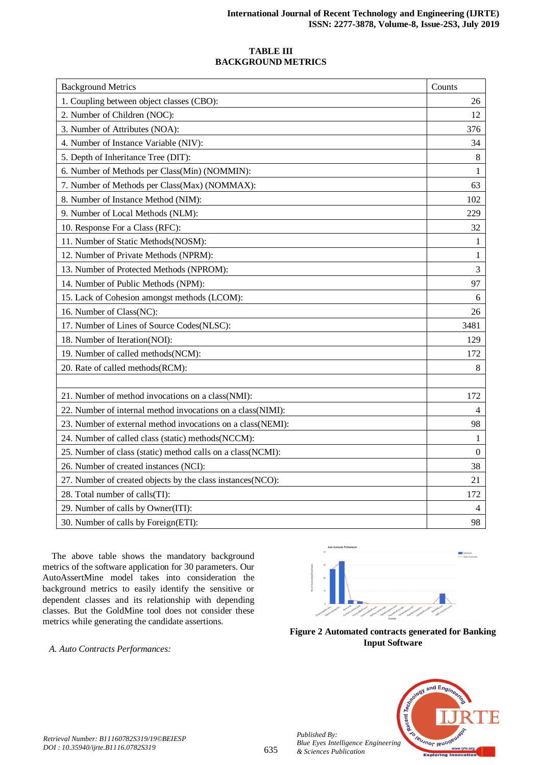**TABLE III**
**BACKGROUND METRICS**

| Background Metrics | Counts |
|---|---|
| 1. Coupling between object classes (CBO): | 26 |
| 2. Number of Children (NOC): | 12 |
| 3. Number of Attributes (NOA): | 376 |
| 4. Number of Instance Variable (NIV): | 34 |
| 5. Depth of Inheritance Tree (DIT): | 8 |
| 6. Number of Methods per Class(Min) (NOMMIN): | 1 |
| 7. Number of Methods per Class(Max) (NOMMAX): | 63 |
| 8. Number of Instance Method (NIM): | 102 |
| 9. Number of Local Methods (NLM): | 229 |
| 10. Response For a Class (RFC): | 32 |
| 11. Number of Static Methods(NOSM): | 1 |
| 12. Number of Private Methods (NPRM): | 1 |
| 13. Number of Protected Methods (NPROM): | 3 |
| 14. Number of Public Methods (NPM): | 97 |
| 15. Lack of Cohesion amongst methods (LCOM): | 6 |
| 16. Number of Class(NC): | 26 |
| 17. Number of Lines of Source Codes(NLSC): | 3481 |
| 18. Number of Iteration(NOI): | 129 |
| 19. Number of called methods(NCM): | 172 |
| 20. Rate of called methods(RCM): | 8 |
| | |
| 21. Number of method invocations on a class(NMI): | 172 |
| 22. Number of internal method invocations on a class(NIMI): | 4 |
| 23. Number of external method invocations on a class(NEMI): | 98 |
| 24. Number of called class (static) methods(NCCM): | 1 |
| 25. Number of class (static) method calls on a class(NCMI): | 0 |
| 26. Number of created instances (NCI): | 38 |
| 27. Number of created objects by the class instances(NCO): | 21 |
| 28. Total number of calls(TI): | 172 |
| 29. Number of calls by Owner(ITI): | 4 |
| 30. Number of calls by Foreign(ETI): | 98 |

The above table shows the mandatory background metrics of the software application for 30 parameters. Our AutoAssertMine model takes into consideration the background metrics to easily identify the sensitive or dependent classes and its relationship with depending classes. But the GoldMine tool does not consider these metrics while generating the candidate assertions.

*A. Auto Contracts Performances:*

Auto Contracts Performance

**Figure 2 Automated contracts generated for Banking Input Software**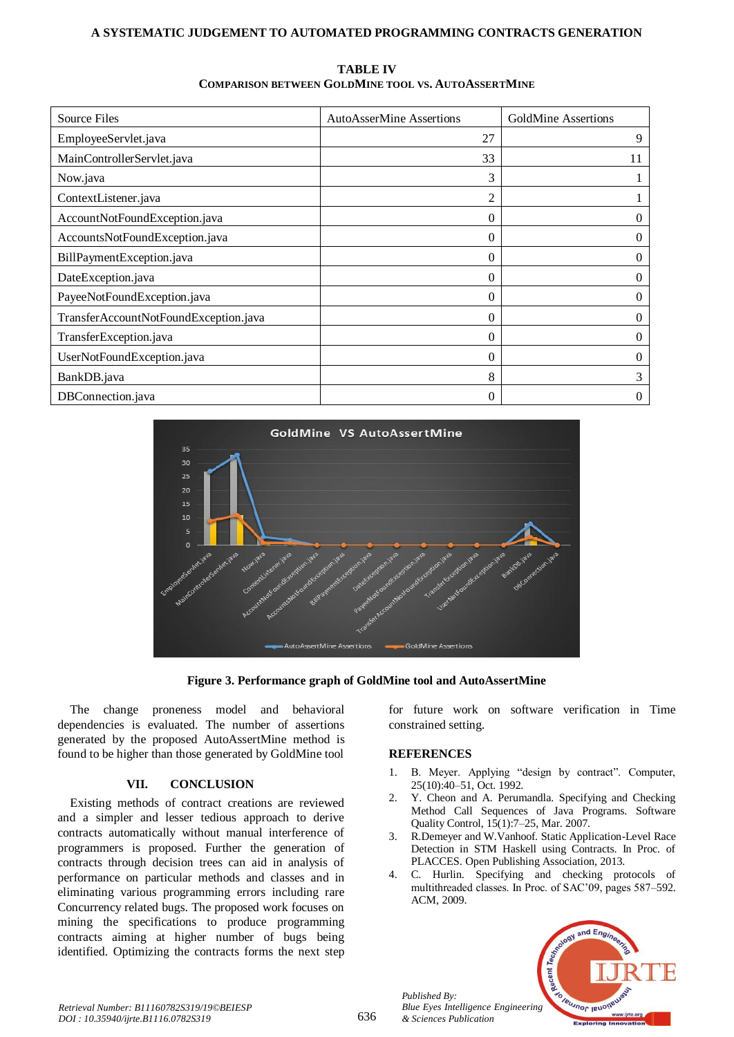**TABLE IV**
**COMPARISON BETWEEN GOLDMINE TOOL VS. AUTOASSERTMINE**

| Source Files | AutoAsserMine Assertions | GoldMine Assertions |
|---|---|---|
| EmployeeServlet.java | 27 | 9 |
| MainControllerServlet.java | 33 | 11 |
| Now.java | 3 | 1 |
| ContextListener.java | 2 | 1 |
| AccountNotFoundException.java | 0 | 0 |
| AccountsNotFoundException.java | 0 | 0 |
| BillPaymentException.java | 0 | 0 |
| DateException.java | 0 | 0 |
| PayeeNotFoundException.java | 0 | 0 |
| TransferAccountNotFoundException.java | 0 | 0 |
| TransferException.java | 0 | 0 |
| UserNotFoundException.java | 0 | 0 |
| BankDB.java | 8 | 3 |
| DBConnection.java | 0 | 0 |

GoldMine VS AutoAssertMine

35
30
25
20
15
10
5
0

EmployeeServlet.java
MainControllerServlet.java
Now.java
ContextListener.java
AccountNotFoundException.java
AccountsNotFoundException.java
BillPaymentException.java
DateException.java
PayeeNotFoundException.java
TransferAccountNotFoundException.java
TransferException.java
UserNotFoundException.java
BankDB.java
DBConnection.java

AutoAssertMine Assertions
GoldMine Assertions

**Figure 3. Performance graph of GoldMine tool and AutoAssertMine**

The change proneness model and behavioral dependencies is evaluated. The number of assertions generated by the proposed AutoAssertMine method is found to be higher than those generated by GoldMine tool

## VII. CONCLUSION

Existing methods of contract creations are reviewed and a simpler and lesser tedious approach to derive contracts automatically without manual interference of programmers is proposed. Further the generation of contracts through decision trees can aid in analysis of performance on particular methods and classes and in eliminating various programming errors including rare Concurrency related bugs. The proposed work focuses on mining the specifications to produce programming contracts aiming at higher number of bugs being identified. Optimizing the contracts forms the next step for future work on software verification in Time constrained setting.

## REFERENCES

1. B. Meyer. Applying "design by contract". Computer, 25(10):40–51, Oct. 1992.
2. Y. Cheon and A. Perumandla. Specifying and Checking Method Call Sequences of Java Programs. Software Quality Control, 15(1):7–25, Mar. 2007.
3. R.Demeyer and W.Vanhoof. Static Application-Level Race Detection in STM Haskell using Contracts. In Proc. of PLACCES. Open Publishing Association, 2013.
4. C. Hurlin. Specifying and checking protocols of multithreaded classes. In Proc. of SAC'09, pages 587–592. ACM, 2009.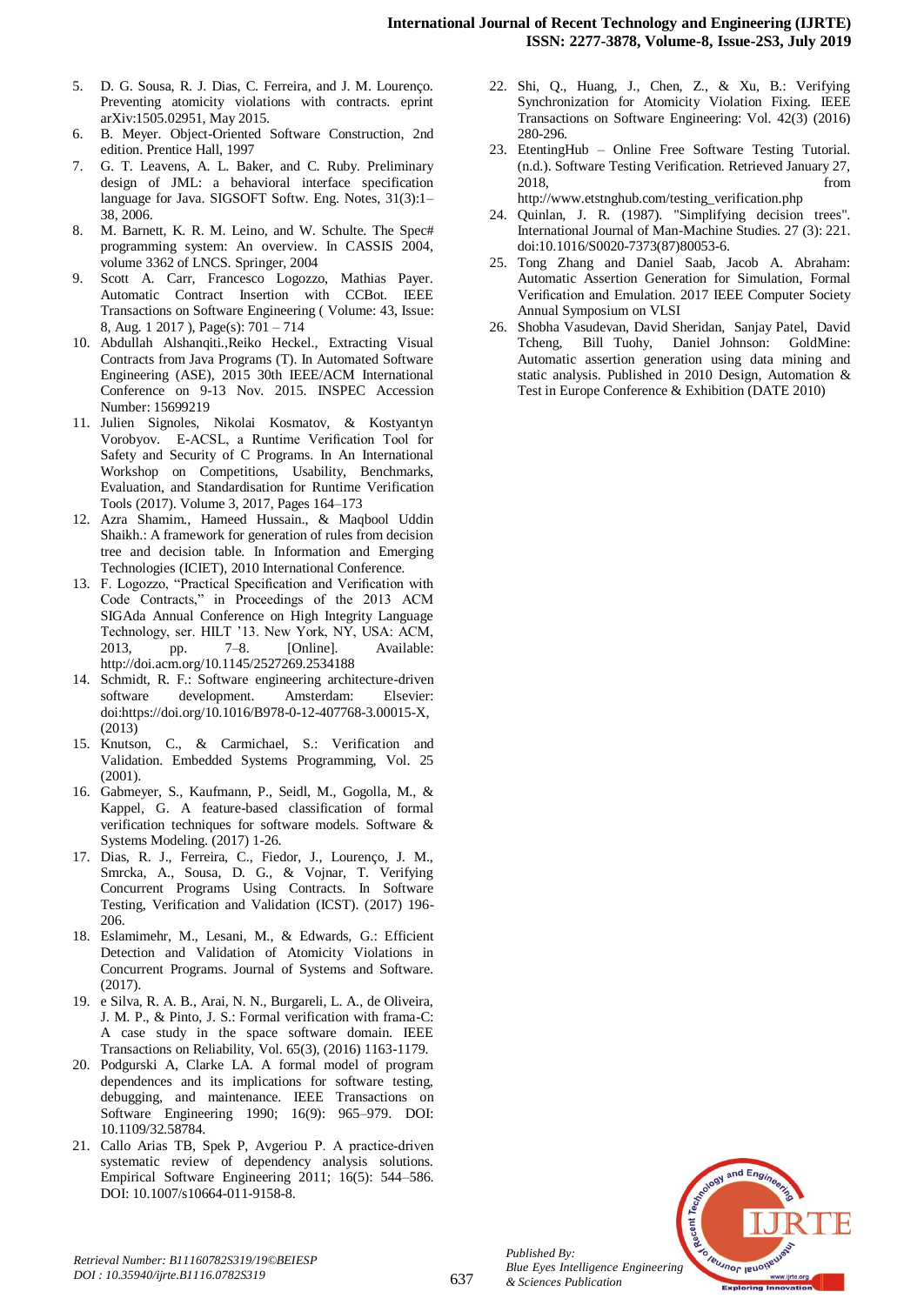5. D. G. Sousa, R. J. Dias, C. Ferreira, and J. M. Lourenço. Preventing atomicity violations with contracts. eprint arXiv:1505.02951, May 2015.
6. B. Meyer. Object-Oriented Software Construction, 2nd edition. Prentice Hall, 1997
7. G. T. Leavens, A. L. Baker, and C. Ruby. Preliminary design of JML: a behavioral interface specification language for Java. SIGSOFT Softw. Eng. Notes, 31(3):1–38, 2006.
8. M. Barnett, K. R. M. Leino, and W. Schulte. The Spec# programming system: An overview. In CASSIS 2004, volume 3362 of LNCS. Springer, 2004
9. Scott A. Carr, Francesco Logozzo, Mathias Payer. Automatic Contract Insertion with CCBot. IEEE Transactions on Software Engineering ( Volume: 43, Issue: 8, Aug. 1 2017 ), Page(s): 701 – 714
10. Abdullah Alshanqiti.,Reiko Heckel., Extracting Visual Contracts from Java Programs (T). In Automated Software Engineering (ASE), 2015 30th IEEE/ACM International Conference on 9-13 Nov. 2015. INSPEC Accession Number: 15699219
11. Julien Signoles, Nikolai Kosmatov, & Kostyantyn Vorobyov. E-ACSL, a Runtime Verification Tool for Safety and Security of C Programs. In An International Workshop on Competitions, Usability, Benchmarks, Evaluation, and Standardisation for Runtime Verification Tools (2017). Volume 3, 2017, Pages 164–173
12. Azra Shamim., Hameed Hussain., & Maqbool Uddin Shaikh.: A framework for generation of rules from decision tree and decision table. In Information and Emerging Technologies (ICIET), 2010 International Conference.
13. F. Logozzo, "Practical Specification and Verification with Code Contracts," in Proceedings of the 2013 ACM SIGAda Annual Conference on High Integrity Language Technology, ser. HILT '13. New York, NY, USA: ACM, 2013, pp. 7–8. [Online]. Available: http://doi.acm.org/10.1145/2527269.2534188
14. Schmidt, R. F.: Software engineering architecture-driven software development. Amsterdam: Elsevier: doi:https://doi.org/10.1016/B978-0-12-407768-3.00015-X, (2013)
15. Knutson, C., & Carmichael, S.: Verification and Validation. Embedded Systems Programming, Vol. 25 (2001).
16. Gabmeyer, S., Kaufmann, P., Seidl, M., Gogolla, M., & Kappel, G. A feature-based classification of formal verification techniques for software models. Software & Systems Modeling. (2017) 1-26.
17. Dias, R. J., Ferreira, C., Fiedor, J., Lourenço, J. M., Smrcka, A., Sousa, D. G., & Vojnar, T. Verifying Concurrent Programs Using Contracts. In Software Testing, Verification and Validation (ICST). (2017) 196-206.
18. Eslamimehr, M., Lesani, M., & Edwards, G.: Efficient Detection and Validation of Atomicity Violations in Concurrent Programs. Journal of Systems and Software. (2017).
19. e Silva, R. A. B., Arai, N. N., Burgareli, L. A., de Oliveira, J. M. P., & Pinto, J. S.: Formal verification with frama-C: A case study in the space software domain. IEEE Transactions on Reliability, Vol. 65(3), (2016) 1163-1179.
20. Podgurski A, Clarke LA. A formal model of program dependences and its implications for software testing, debugging, and maintenance. IEEE Transactions on Software Engineering 1990; 16(9): 965–979. DOI: 10.1109/32.58784.
21. Callo Arias TB, Spek P, Avgeriou P. A practice-driven systematic review of dependency analysis solutions. Empirical Software Engineering 2011; 16(5): 544–586. DOI: 10.1007/s10664-011-9158-8.
22. Shi, Q., Huang, J., Chen, Z., & Xu, B.: Verifying Synchronization for Atomicity Violation Fixing. IEEE Transactions on Software Engineering: Vol. 42(3) (2016) 280-296.
23. EtentingHub – Online Free Software Testing Tutorial. (n.d.). Software Testing Verification. Retrieved January 27, 2018, from http://www.etstnghub.com/testing_verification.php
24. Quinlan, J. R. (1987). "Simplifying decision trees". International Journal of Man-Machine Studies. 27 (3): 221. doi:10.1016/S0020-7373(87)80053-6.
25. Tong Zhang and Daniel Saab, Jacob A. Abraham: Automatic Assertion Generation for Simulation, Formal Verification and Emulation. 2017 IEEE Computer Society Annual Symposium on VLSI
26. Shobha Vasudevan, David Sheridan, Sanjay Patel, David Tcheng, Bill Tuohy, Daniel Johnson: GoldMine: Automatic assertion generation using data mining and static analysis. Published in 2010 Design, Automation & Test in Europe Conference & Exhibition (DATE 2010)